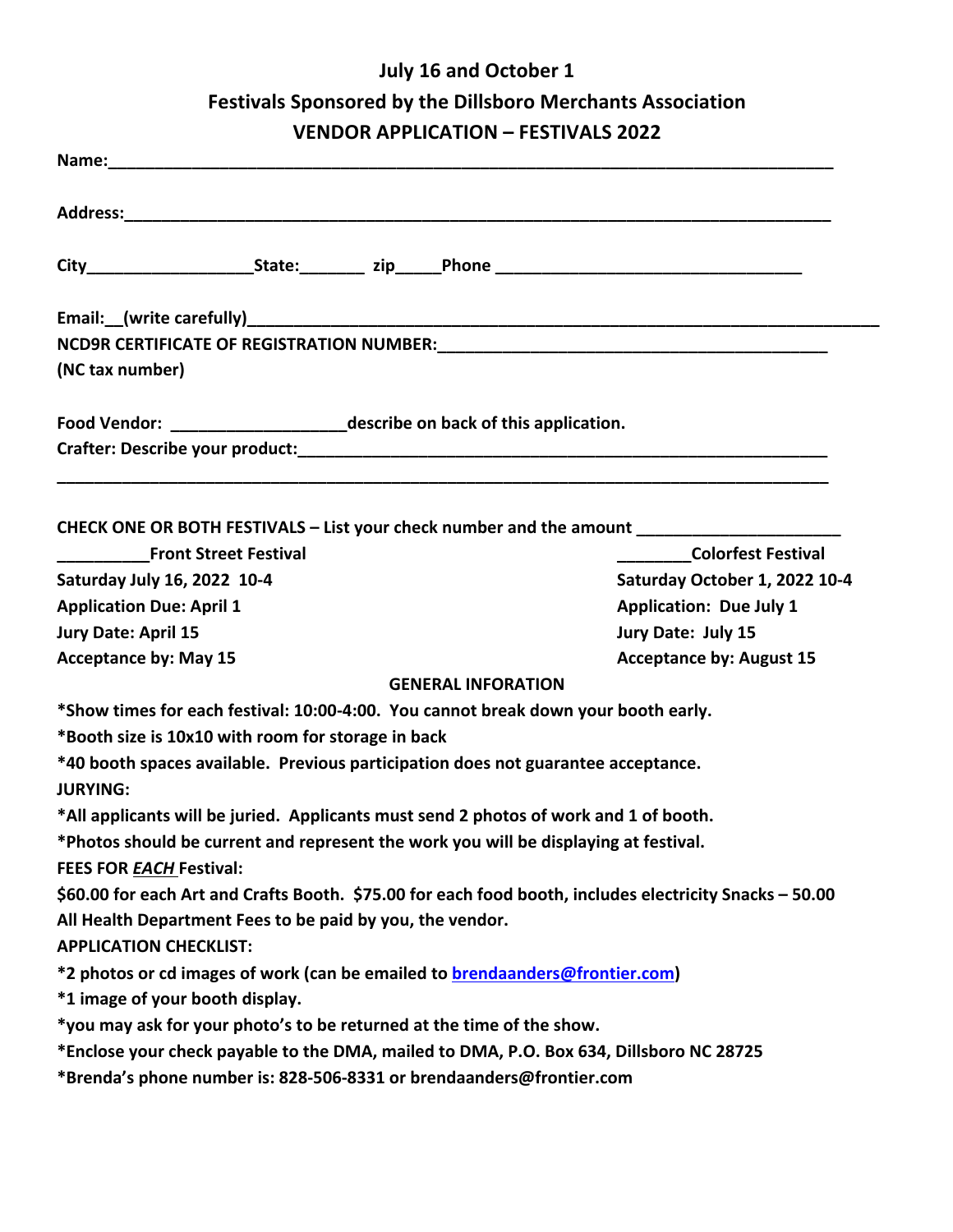# July 16 and October 1

## Festivals Sponsored by the Dillsboro Merchants Association

## VENDOR APPLICATION – FESTIVALS 2022

**Name:**_______________________________________________________________________________

**Address:**_____________________________________________________________________________

**City**__________________**State:**_______ **zip**_____**Phone** _________________________________

**Email:**__(write carefully)_______________________________________________________________________

**NCD9R CERTIFICATE OF REGISTRATION NUMBER:**_________________________________________

**(NC tax number)**

**Food Vendor:** __________________**describe on back of this application.**

**Crafter: Describe your product:**__________________________________________________________

_________________________________________________________________________________

**CHECK ONE OR BOTH FESTIVALS – List your check number and the amount** ______________________

| __________**Front Street Festival** | ________**Colorfest Festival** |
|---|---|
| **Saturday July 16, 2022 10-4** | **Saturday October 1, 2022 10-4** |
| **Application Due: April 1** | **Application: Due July 1** |
| **Jury Date: April 15** | **Jury Date: July 15** |
| **Acceptance by: May 15** | **Acceptance by: August 15** |

**GENERAL INFORATION**

***Show times for each festival: 10:00-4:00. You cannot break down your booth early.**

***Booth size is 10x10 with room for storage in back**

***40 booth spaces available. Previous participation does not guarantee acceptance.**

**JURYING:**

***All applicants will be juried. Applicants must send 2 photos of work and 1 of booth.**

***Photos should be current and represent the work you will be displaying at festival.**

**FEES FOR *EACH* Festival:**

**$60.00 for each Art and Crafts Booth. $75.00 for each food booth, includes electricity Snacks – 50.00**

**All Health Department Fees to be paid by you, the vendor.**

**APPLICATION CHECKLIST:**

***2 photos or cd images of work (can be emailed to brendaanders@frontier.com)**

***1 image of your booth display.**

***you may ask for your photo's to be returned at the time of the show.**

***Enclose your check payable to the DMA, mailed to DMA, P.O. Box 634, Dillsboro NC 28725**

***Brenda's phone number is: 828-506-8331 or brendaanders@frontier.com**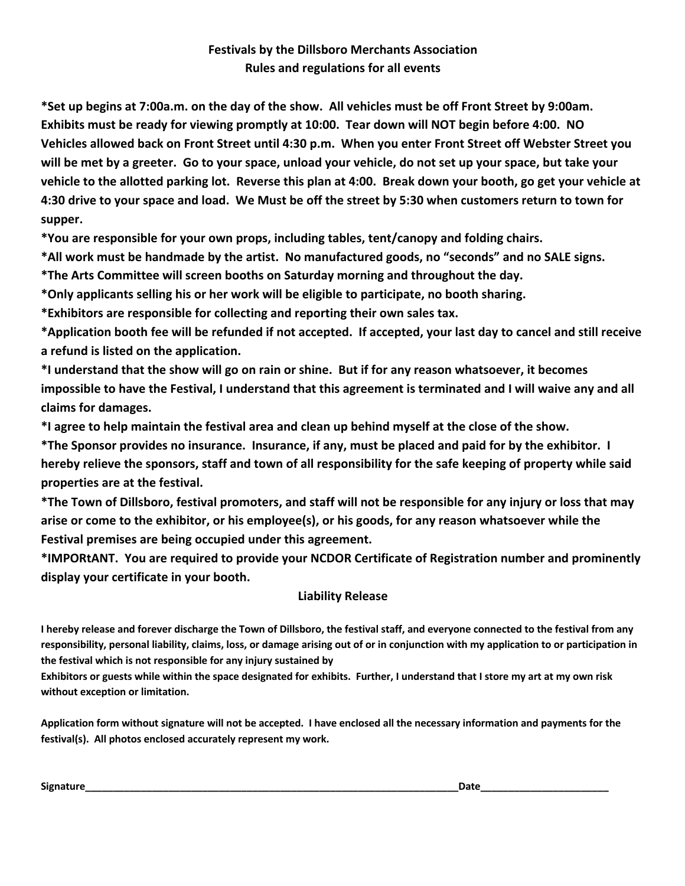**Festivals by the Dillsboro Merchants Association**
**Rules and regulations for all events**

**\*Set up begins at 7:00a.m. on the day of the show. All vehicles must be off Front Street by 9:00am. Exhibits must be ready for viewing promptly at 10:00. Tear down will NOT begin before 4:00. NO Vehicles allowed back on Front Street until 4:30 p.m. When you enter Front Street off Webster Street you will be met by a greeter. Go to your space, unload your vehicle, do not set up your space, but take your vehicle to the allotted parking lot. Reverse this plan at 4:00. Break down your booth, go get your vehicle at 4:30 drive to your space and load. We Must be off the street by 5:30 when customers return to town for supper.**

**\*You are responsible for your own props, including tables, tent/canopy and folding chairs.**

**\*All work must be handmade by the artist. No manufactured goods, no "seconds" and no SALE signs.**

**\*The Arts Committee will screen booths on Saturday morning and throughout the day.**

**\*Only applicants selling his or her work will be eligible to participate, no booth sharing.**

**\*Exhibitors are responsible for collecting and reporting their own sales tax.**

**\*Application booth fee will be refunded if not accepted. If accepted, your last day to cancel and still receive a refund is listed on the application.**

**\*I understand that the show will go on rain or shine. But if for any reason whatsoever, it becomes impossible to have the Festival, I understand that this agreement is terminated and I will waive any and all claims for damages.**

**\*I agree to help maintain the festival area and clean up behind myself at the close of the show.**

**\*The Sponsor provides no insurance. Insurance, if any, must be placed and paid for by the exhibitor. I hereby relieve the sponsors, staff and town of all responsibility for the safe keeping of property while said properties are at the festival.**

**\*The Town of Dillsboro, festival promoters, and staff will not be responsible for any injury or loss that may arise or come to the exhibitor, or his employee(s), or his goods, for any reason whatsoever while the Festival premises are being occupied under this agreement.**

**\*IMPORtANT. You are required to provide your NCDOR Certificate of Registration number and prominently display your certificate in your booth.**

**Liability Release**

**I hereby release and forever discharge the Town of Dillsboro, the festival staff, and everyone connected to the festival from any responsibility, personal liability, claims, loss, or damage arising out of or in conjunction with my application to or participation in the festival which is not responsible for any injury sustained by Exhibitors or guests while within the space designated for exhibits. Further, I understand that I store my art at my own risk without exception or limitation.**

**Application form without signature will not be accepted. I have enclosed all the necessary information and payments for the festival(s). All photos enclosed accurately represent my work.**

**Signature\_\_\_\_\_\_\_\_\_\_\_\_\_\_\_\_\_\_\_\_\_\_\_\_\_\_\_\_\_\_\_\_\_\_\_\_\_\_\_\_\_\_\_\_\_\_\_\_\_\_\_\_\_\_\_\_\_\_\_\_\_\_\_\_\_Date\_\_\_\_\_\_\_\_\_\_\_\_\_\_\_\_\_\_\_\_\_\_\_**